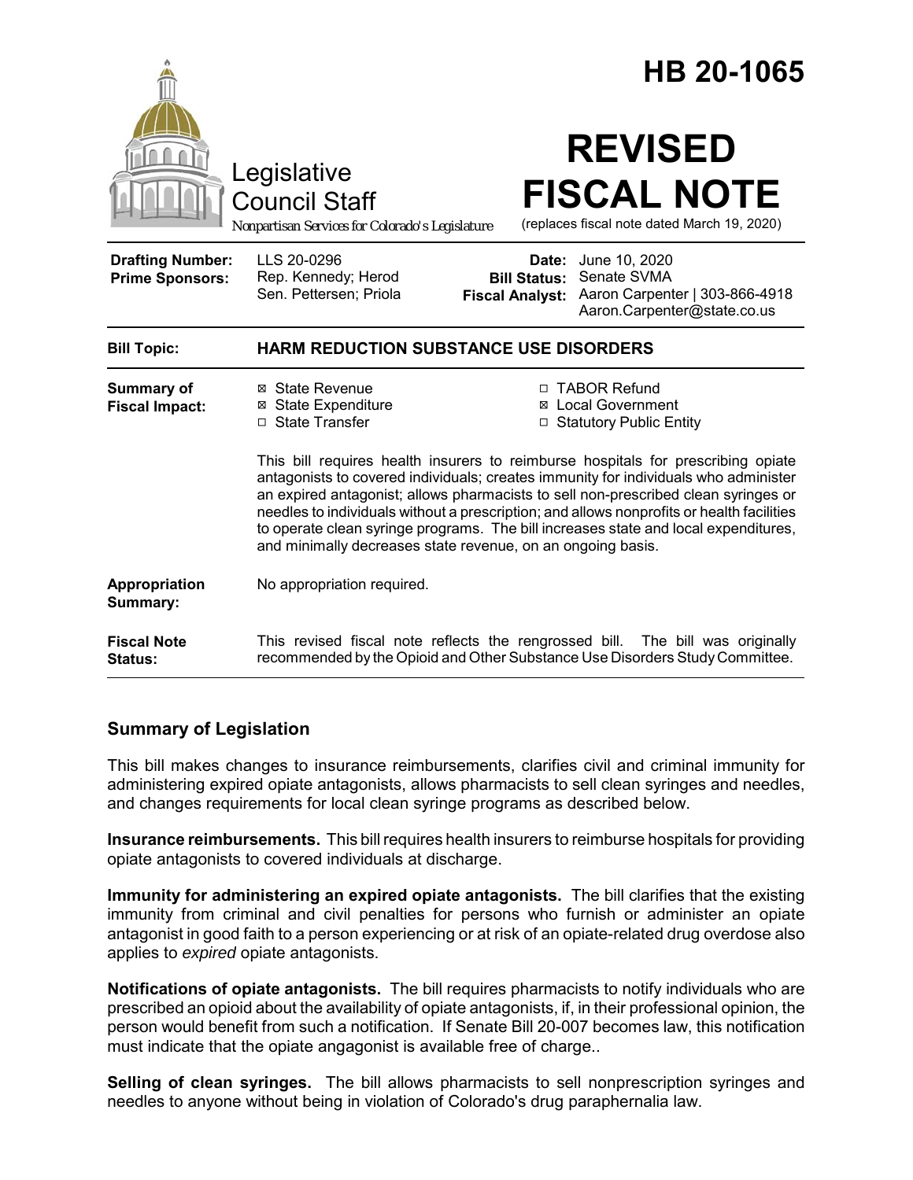# HB 20-1065

Legislative Council Staff

*Nonpartisan Services for Colorado's Legislature*

# REVISED FISCAL NOTE

(replaces fiscal note dated March 19, 2020)

| | | | |
|---|---|---|---|
| **Drafting Number:** | LLS 20-0296 | **Date:** | June 10, 2020 |
| **Prime Sponsors:** | Rep. Kennedy; Herod<br>Sen. Pettersen; Priola | **Bill Status:** | Senate SVMA |
| | | **Fiscal Analyst:** | Aaron Carpenter \| 303-866-4918<br>Aaron.Carpenter@state.co.us |

| | |
|---|---|
| **Bill Topic:** | **HARM REDUCTION SUBSTANCE USE DISORDERS** |
| **Summary of Fiscal Impact:** | ☒ State Revenue<br>☒ State Expenditure<br>☐ State Transfer<br>☐ TABOR Refund<br>☒ Local Government<br>☐ Statutory Public Entity<br><br>This bill requires health insurers to reimburse hospitals for prescribing opiate antagonists to covered individuals; creates immunity for individuals who administer an expired antagonist; allows pharmacists to sell non-prescribed clean syringes or needles to individuals without a prescription; and allows nonprofits or health facilities to operate clean syringe programs. The bill increases state and local expenditures, and minimally decreases state revenue, on an ongoing basis. |
| **Appropriation Summary:** | No appropriation required. |
| **Fiscal Note Status:** | This revised fiscal note reflects the rengrossed bill. The bill was originally recommended by the Opioid and Other Substance Use Disorders Study Committee. |

## Summary of Legislation

This bill makes changes to insurance reimbursements, clarifies civil and criminal immunity for administering expired opiate antagonists, allows pharmacists to sell clean syringes and needles, and changes requirements for local clean syringe programs as described below.

**Insurance reimbursements.** This bill requires health insurers to reimburse hospitals for providing opiate antagonists to covered individuals at discharge.

**Immunity for administering an expired opiate antagonists.** The bill clarifies that the existing immunity from criminal and civil penalties for persons who furnish or administer an opiate antagonist in good faith to a person experiencing or at risk of an opiate-related drug overdose also applies to *expired* opiate antagonists.

**Notifications of opiate antagonists.** The bill requires pharmacists to notify individuals who are prescribed an opioid about the availability of opiate antagonists, if, in their professional opinion, the person would benefit from such a notification. If Senate Bill 20-007 becomes law, this notification must indicate that the opiate angagonist is available free of charge..

**Selling of clean syringes.** The bill allows pharmacists to sell nonprescription syringes and needles to anyone without being in violation of Colorado's drug paraphernalia law.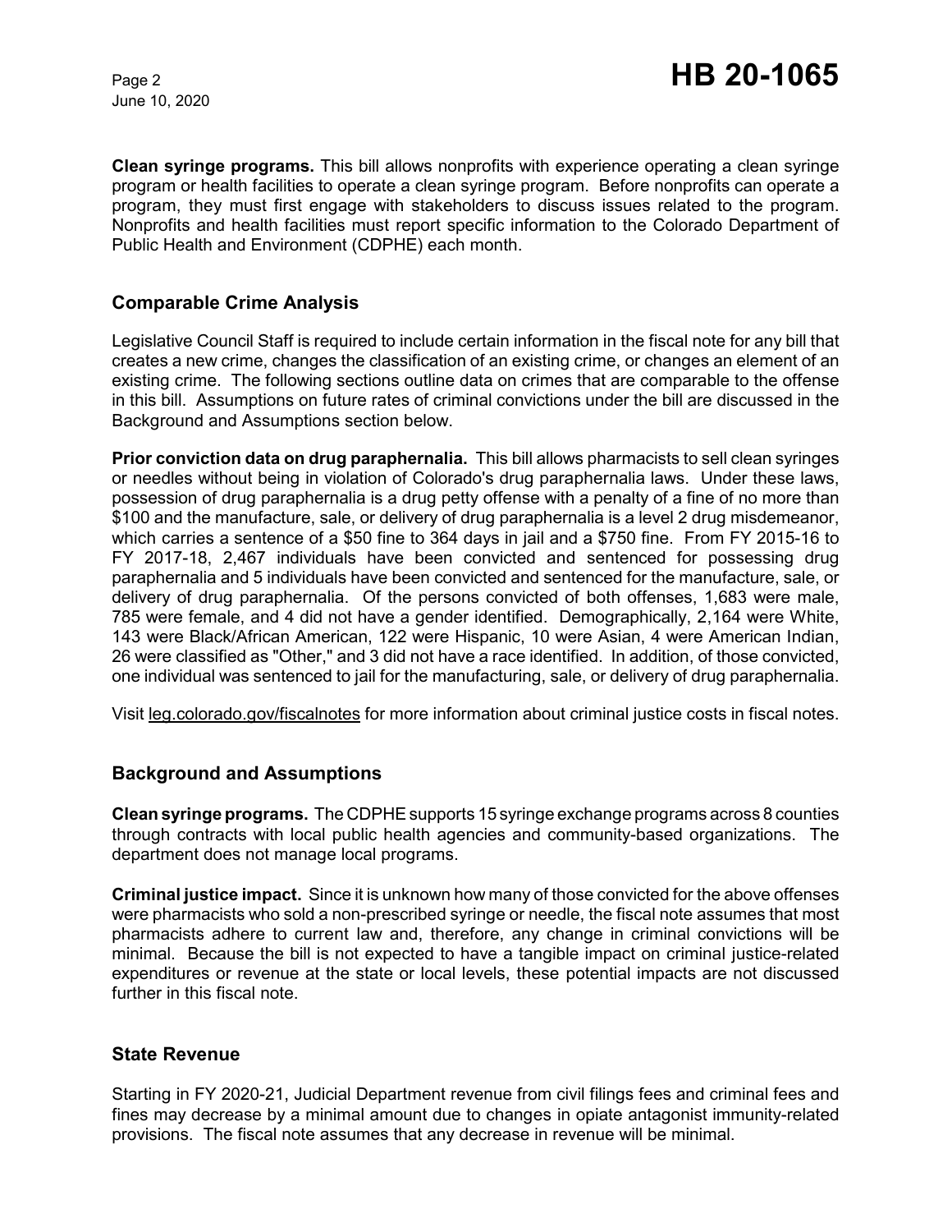**Clean syringe programs.** This bill allows nonprofits with experience operating a clean syringe program or health facilities to operate a clean syringe program. Before nonprofits can operate a program, they must first engage with stakeholders to discuss issues related to the program. Nonprofits and health facilities must report specific information to the Colorado Department of Public Health and Environment (CDPHE) each month.

## Comparable Crime Analysis

Legislative Council Staff is required to include certain information in the fiscal note for any bill that creates a new crime, changes the classification of an existing crime, or changes an element of an existing crime. The following sections outline data on crimes that are comparable to the offense in this bill. Assumptions on future rates of criminal convictions under the bill are discussed in the Background and Assumptions section below.

**Prior conviction data on drug paraphernalia.** This bill allows pharmacists to sell clean syringes or needles without being in violation of Colorado's drug paraphernalia laws. Under these laws, possession of drug paraphernalia is a drug petty offense with a penalty of a fine of no more than $100 and the manufacture, sale, or delivery of drug paraphernalia is a level 2 drug misdemeanor, which carries a sentence of a $50 fine to 364 days in jail and a $750 fine. From FY 2015-16 to FY 2017-18, 2,467 individuals have been convicted and sentenced for possessing drug paraphernalia and 5 individuals have been convicted and sentenced for the manufacture, sale, or delivery of drug paraphernalia. Of the persons convicted of both offenses, 1,683 were male, 785 were female, and 4 did not have a gender identified. Demographically, 2,164 were White, 143 were Black/African American, 122 were Hispanic, 10 were Asian, 4 were American Indian, 26 were classified as "Other," and 3 did not have a race identified. In addition, of those convicted, one individual was sentenced to jail for the manufacturing, sale, or delivery of drug paraphernalia.

Visit leg.colorado.gov/fiscalnotes for more information about criminal justice costs in fiscal notes.

## Background and Assumptions

**Clean syringe programs.** The CDPHE supports 15 syringe exchange programs across 8 counties through contracts with local public health agencies and community-based organizations. The department does not manage local programs.

**Criminal justice impact.** Since it is unknown how many of those convicted for the above offenses were pharmacists who sold a non-prescribed syringe or needle, the fiscal note assumes that most pharmacists adhere to current law and, therefore, any change in criminal convictions will be minimal. Because the bill is not expected to have a tangible impact on criminal justice-related expenditures or revenue at the state or local levels, these potential impacts are not discussed further in this fiscal note.

## State Revenue

Starting in FY 2020-21, Judicial Department revenue from civil filings fees and criminal fees and fines may decrease by a minimal amount due to changes in opiate antagonist immunity-related provisions. The fiscal note assumes that any decrease in revenue will be minimal.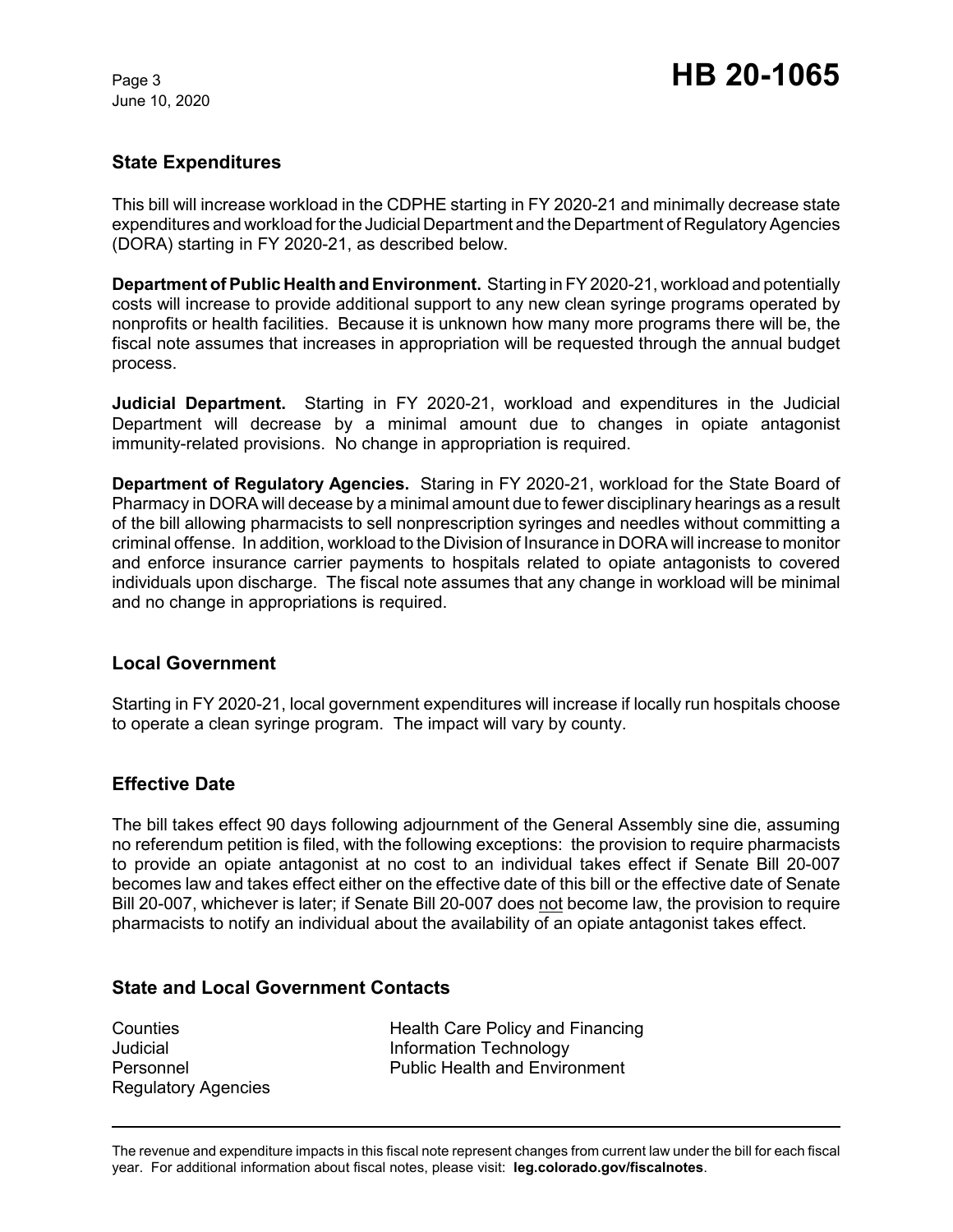## State Expenditures

This bill will increase workload in the CDPHE starting in FY 2020-21 and minimally decrease state expenditures and workload for the Judicial Department and the Department of Regulatory Agencies (DORA) starting in FY 2020-21, as described below.

**Department of Public Health and Environment.** Starting in FY 2020-21, workload and potentially costs will increase to provide additional support to any new clean syringe programs operated by nonprofits or health facilities. Because it is unknown how many more programs there will be, the fiscal note assumes that increases in appropriation will be requested through the annual budget process.

**Judicial Department.** Starting in FY 2020-21, workload and expenditures in the Judicial Department will decrease by a minimal amount due to changes in opiate antagonist immunity-related provisions. No change in appropriation is required.

**Department of Regulatory Agencies.** Staring in FY 2020-21, workload for the State Board of Pharmacy in DORA will decease by a minimal amount due to fewer disciplinary hearings as a result of the bill allowing pharmacists to sell nonprescription syringes and needles without committing a criminal offense. In addition, workload to the Division of Insurance in DORA will increase to monitor and enforce insurance carrier payments to hospitals related to opiate antagonists to covered individuals upon discharge. The fiscal note assumes that any change in workload will be minimal and no change in appropriations is required.

## Local Government

Starting in FY 2020-21, local government expenditures will increase if locally run hospitals choose to operate a clean syringe program. The impact will vary by county.

## Effective Date

The bill takes effect 90 days following adjournment of the General Assembly sine die, assuming no referendum petition is filed, with the following exceptions: the provision to require pharmacists to provide an opiate antagonist at no cost to an individual takes effect if Senate Bill 20-007 becomes law and takes effect either on the effective date of this bill or the effective date of Senate Bill 20-007, whichever is later; if Senate Bill 20-007 does not become law, the provision to require pharmacists to notify an individual about the availability of an opiate antagonist takes effect.

## State and Local Government Contacts

| | |
|---|---|
| Counties | Health Care Policy and Financing |
| Judicial | Information Technology |
| Personnel | Public Health and Environment |
| Regulatory Agencies | |

The revenue and expenditure impacts in this fiscal note represent changes from current law under the bill for each fiscal year. For additional information about fiscal notes, please visit: **leg.colorado.gov/fiscalnotes**.